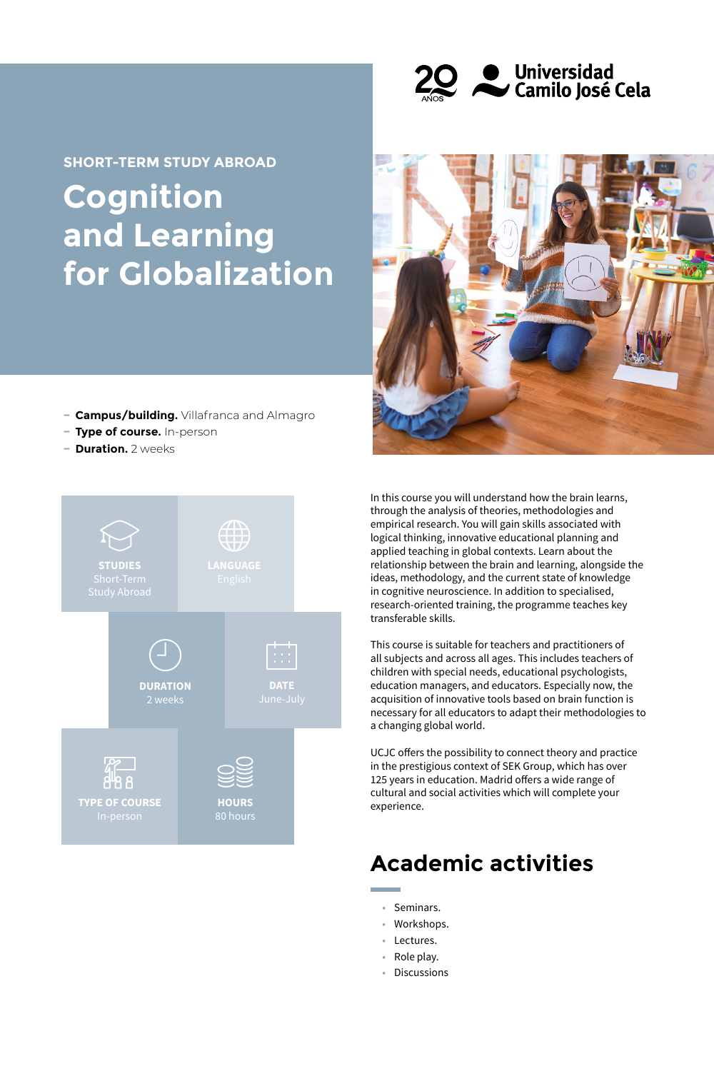20 AÑOS Universidad Camilo José Cela

SHORT-TERM STUDY ABROAD

# Cognition and Learning for Globalization

- **Campus/building.** Villafranca and Almagro
- **Type of course.** In-person
- **Duration.** 2 weeks

**STUDIES**
Short-Term Study Abroad

**LANGUAGE**
English

**DURATION**
2 weeks

**DATE**
June-July

**TYPE OF COURSE**
In-person

**HOURS**
80 hours

In this course you will understand how the brain learns, through the analysis of theories, methodologies and empirical research. You will gain skills associated with logical thinking, innovative educational planning and applied teaching in global contexts. Learn about the relationship between the brain and learning, alongside the ideas, methodology, and the current state of knowledge in cognitive neuroscience. In addition to specialised, research-oriented training, the programme teaches key transferable skills.

This course is suitable for teachers and practitioners of all subjects and across all ages. This includes teachers of children with special needs, educational psychologists, education managers, and educators. Especially now, the acquisition of innovative tools based on brain function is necessary for all educators to adapt their methodologies to a changing global world.

UCJC offers the possibility to connect theory and practice in the prestigious context of SEK Group, which has over 125 years in education. Madrid offers a wide range of cultural and social activities which will complete your experience.

## Academic activities

- Seminars.
- Workshops.
- Lectures.
- Role play.
- Discussions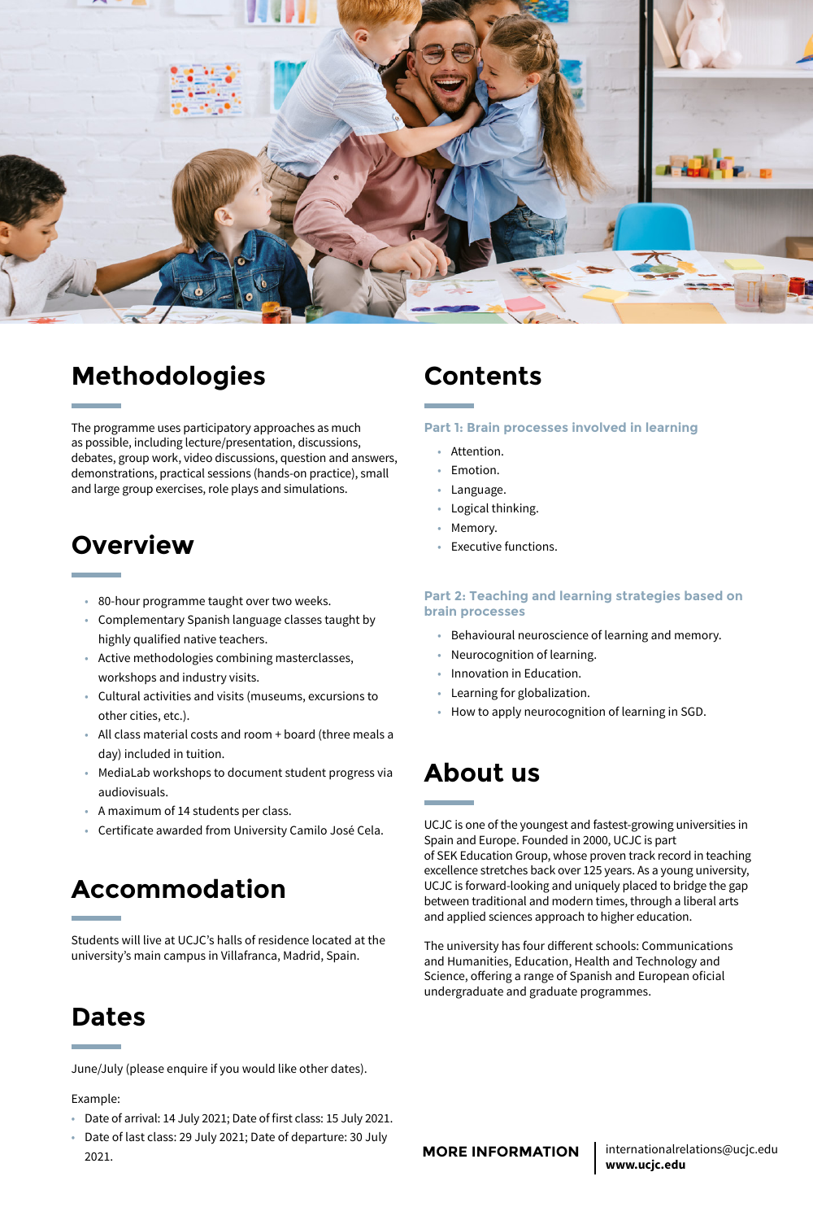## Methodologies

The programme uses participatory approaches as much as possible, including lecture/presentation, discussions, debates, group work, video discussions, question and answers, demonstrations, practical sessions (hands-on practice), small and large group exercises, role plays and simulations.

## Overview

- 80-hour programme taught over two weeks.
- Complementary Spanish language classes taught by highly qualified native teachers.
- Active methodologies combining masterclasses, workshops and industry visits.
- Cultural activities and visits (museums, excursions to other cities, etc.).
- All class material costs and room + board (three meals a day) included in tuition.
- MediaLab workshops to document student progress via audiovisuals.
- A maximum of 14 students per class.
- Certificate awarded from University Camilo José Cela.

## Accommodation

Students will live at UCJC's halls of residence located at the university's main campus in Villafranca, Madrid, Spain.

## Dates

June/July (please enquire if you would like other dates).

Example:

- Date of arrival: 14 July 2021; Date of first class: 15 July 2021.
- Date of last class: 29 July 2021; Date of departure: 30 July 2021.

## Contents

### Part 1: Brain processes involved in learning

- Attention.
- Emotion.
- Language.
- Logical thinking.
- Memory.
- Executive functions.

### Part 2: Teaching and learning strategies based on brain processes

- Behavioural neuroscience of learning and memory.
- Neurocognition of learning.
- Innovation in Education.
- Learning for globalization.
- How to apply neurocognition of learning in SGD.

## About us

UCJC is one of the youngest and fastest-growing universities in Spain and Europe. Founded in 2000, UCJC is part of SEK Education Group, whose proven track record in teaching excellence stretches back over 125 years. As a young university, UCJC is forward-looking and uniquely placed to bridge the gap between traditional and modern times, through a liberal arts and applied sciences approach to higher education.

The university has four different schools: Communications and Humanities, Education, Health and Technology and Science, offering a range of Spanish and European oficial undergraduate and graduate programmes.

**MORE INFORMATION**

internationalrelations@ucjc.edu
**www.ucjc.edu**